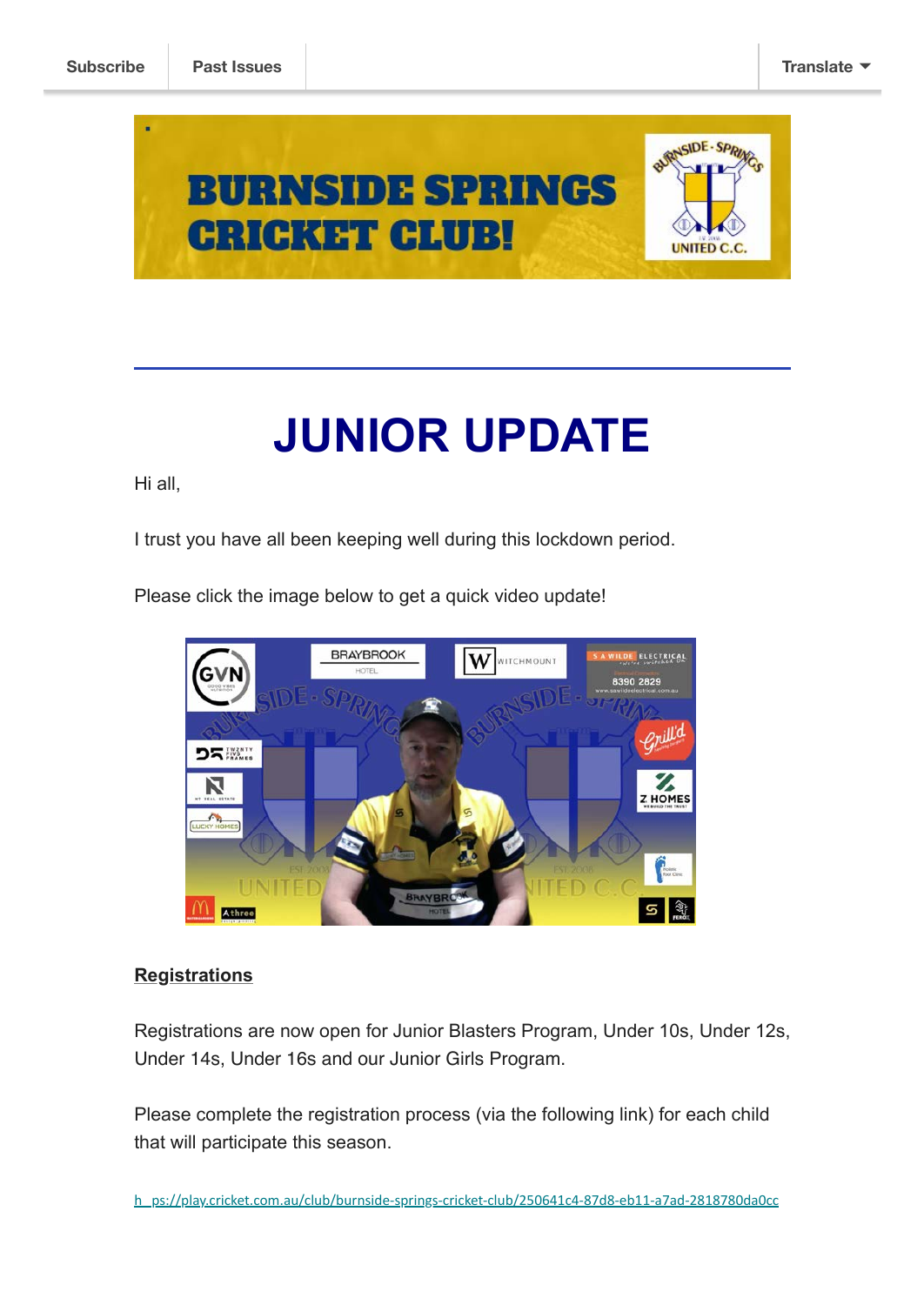Subscribe | Past Issues | Translate

# JUNIOR UPDATE

Hi all,

I trust you have all been keeping well during this lockdown period.

Please click the image below to get a quick video update!

**Registrations**

Registrations are now open for Junior Blasters Program, Under 10s, Under 12s, Under 14s, Under 16s and our Junior Girls Program.

Please complete the registration process (via the following link) for each child that will participate this season.

h ps://play.cricket.com.au/club/burnside-springs-cricket-club/250641c4-87d8-eb11-a7ad-2818780da0cc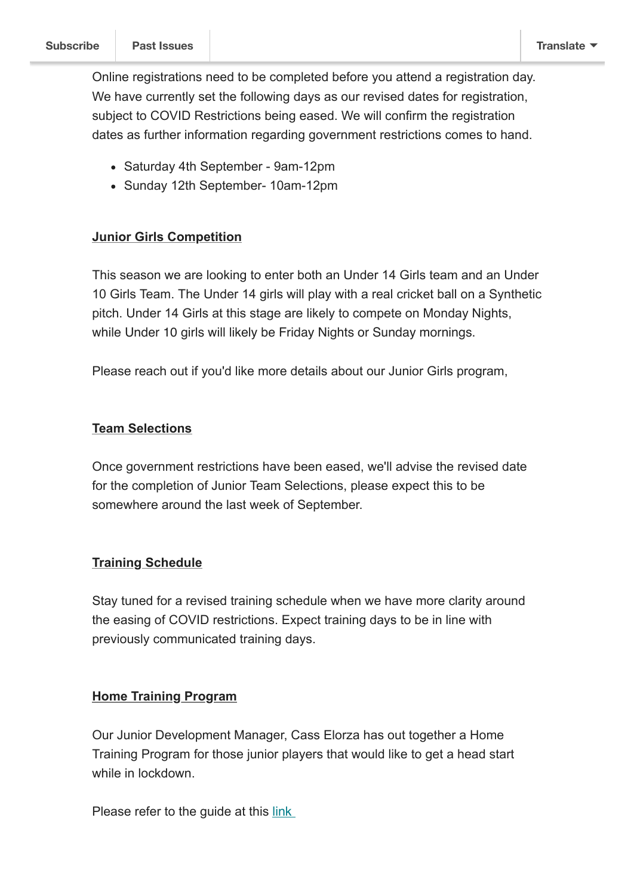Online registrations need to be completed before you attend a registration day. We have currently set the following days as our revised dates for registration, subject to COVID Restrictions being eased. We will confirm the registration dates as further information regarding government restrictions comes to hand.

- Saturday 4th September - 9am-12pm
- Sunday 12th September- 10am-12pm

**Junior Girls Competition**

This season we are looking to enter both an Under 14 Girls team and an Under 10 Girls Team. The Under 14 girls will play with a real cricket ball on a Synthetic pitch. Under 14 Girls at this stage are likely to compete on Monday Nights, while Under 10 girls will likely be Friday Nights or Sunday mornings.

Please reach out if you'd like more details about our Junior Girls program,

**Team Selections**

Once government restrictions have been eased, we'll advise the revised date for the completion of Junior Team Selections, please expect this to be somewhere around the last week of September.

**Training Schedule**

Stay tuned for a revised training schedule when we have more clarity around the easing of COVID restrictions. Expect training days to be in line with previously communicated training days.

**Home Training Program**

Our Junior Development Manager, Cass Elorza has out together a Home Training Program for those junior players that would like to get a head start while in lockdown.

Please refer to the guide at this link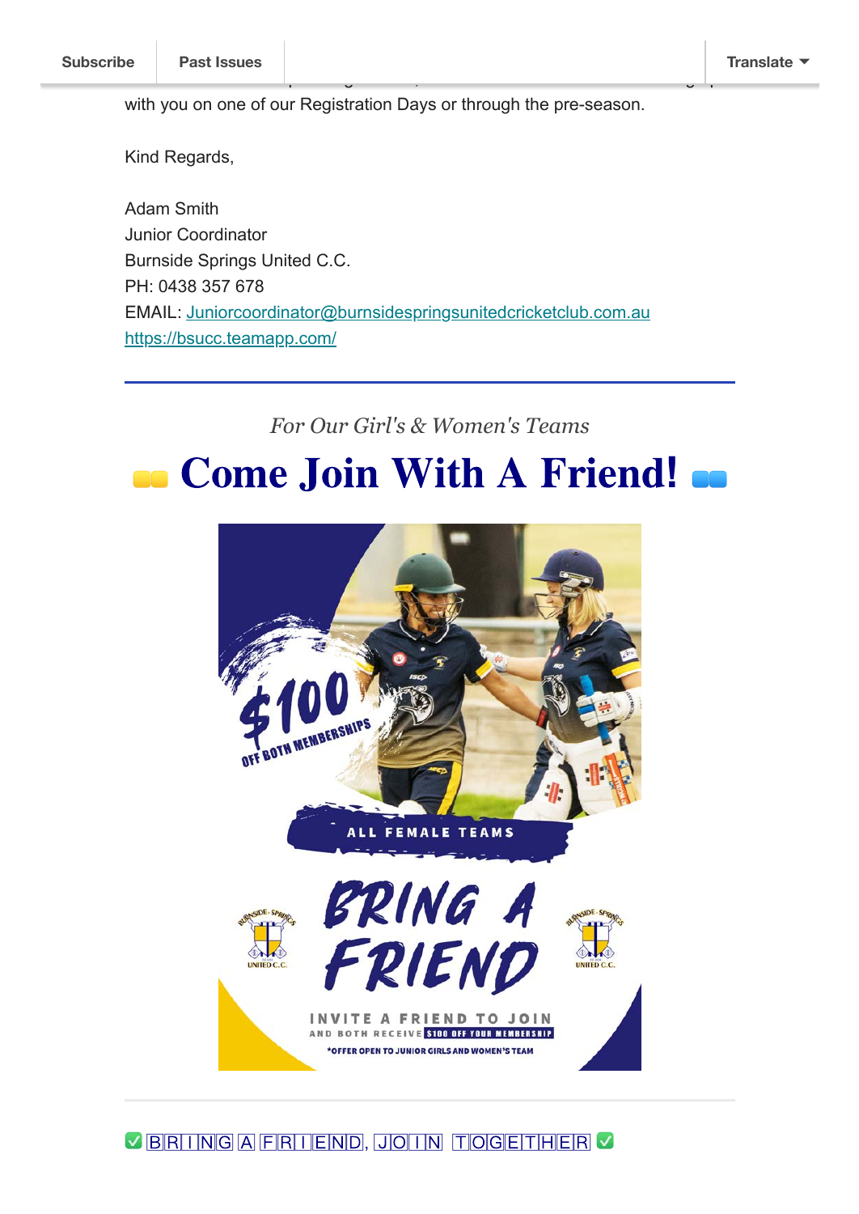with you on one of our Registration Days or through the pre-season.

Kind Regards,

Adam Smith
Junior Coordinator
Burnside Springs United C.C.
PH: 0438 357 678
EMAIL: Juniorcoordinator@burnsidespringsunitedcricketclub.com.au
https://bsucc.teamapp.com/

---

*For Our Girl's & Women's Teams*

# 🟨 Come Join With A Friend! 🟦

---

✅ BRING A FRIEND, JOIN TOGETHER ✅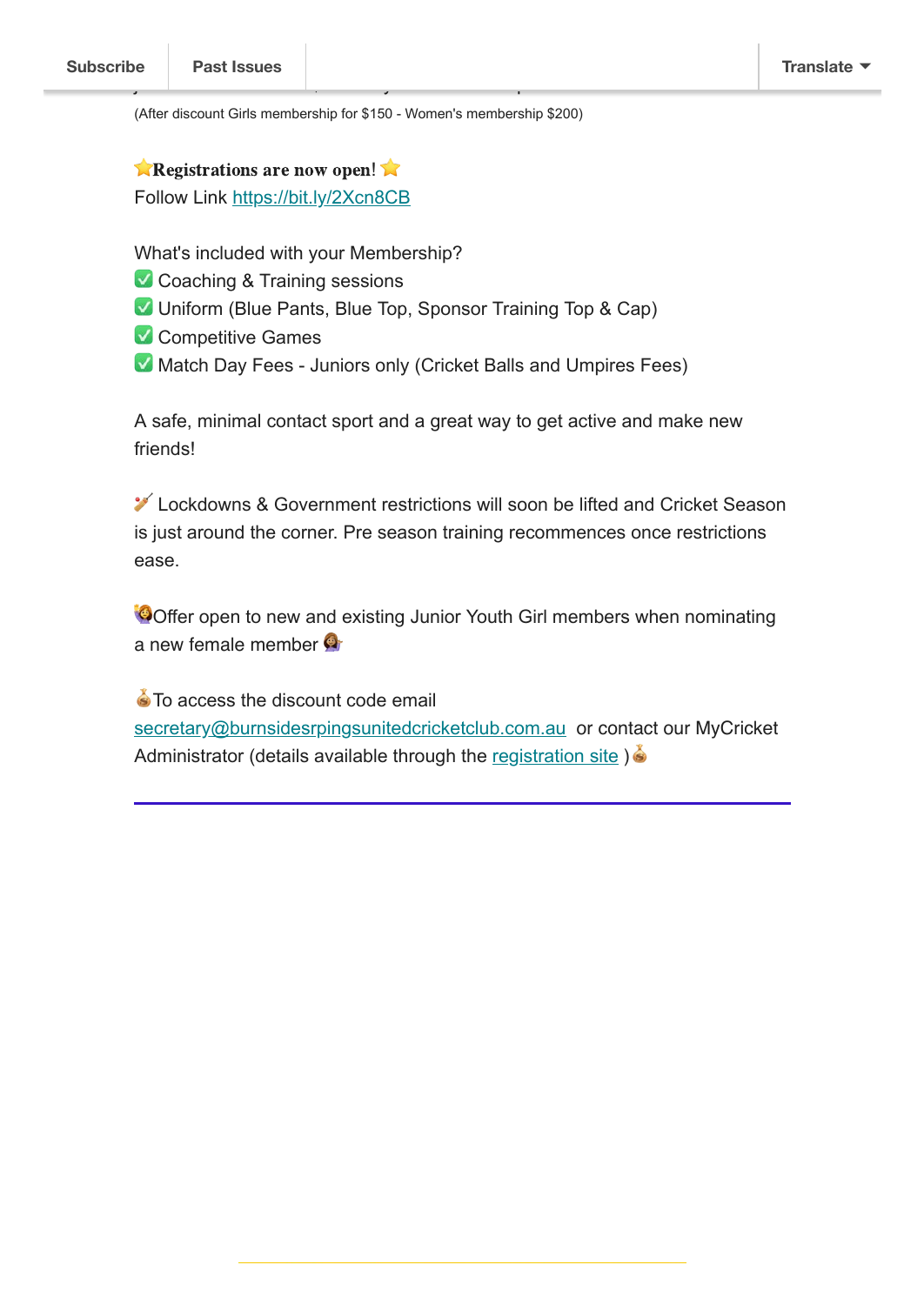(After discount Girls membership for $150 - Women's membership $200)

⭐**Registrations are now open!** ⭐
Follow Link https://bit.ly/2Xcn8CB

What's included with your Membership?
✅ Coaching & Training sessions
✅ Uniform (Blue Pants, Blue Top, Sponsor Training Top & Cap)
✅ Competitive Games
✅ Match Day Fees - Juniors only (Cricket Balls and Umpires Fees)

A safe, minimal contact sport and a great way to get active and make new friends!

🏏 Lockdowns & Government restrictions will soon be lifted and Cricket Season is just around the corner. Pre season training recommences once restrictions ease.

🙋Offer open to new and existing Junior Youth Girl members when nominating a new female member 💁

💰To access the discount code email secretary@burnsidesrpingsunitedcricketclub.com.au or contact our MyCricket Administrator (details available through the registration site ) 💰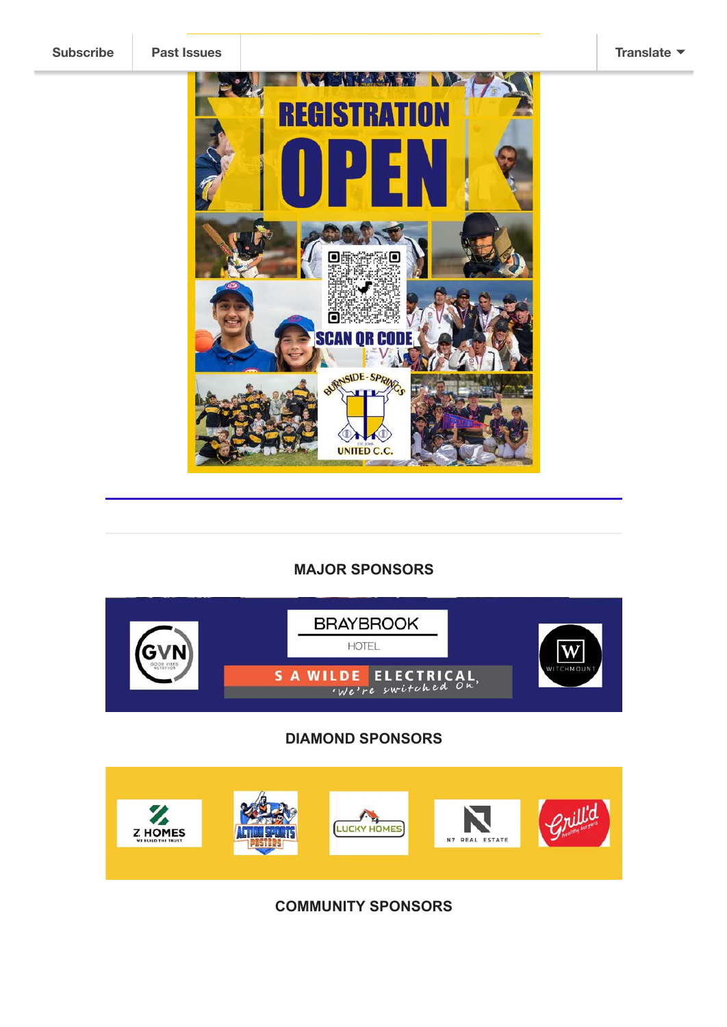Subscribe | Past Issues | Translate

REGISTRATION OPEN

SCAN QR CODE

BURNSIDE-SPRINGS UNITED C.C.

## MAJOR SPONSORS

GVN GOOD VIBES NUTRITION

BRAYBROOK HOTEL

S A WILDE ELECTRICAL 'We're switched On'

WITCHMOUNT

## DIAMOND SPONSORS

Z HOMES WE BUILD THE TRUST

ACTION SPORTS POSTERS

LUCKY HOMES

N7 REAL ESTATE

Grill'd healthy burgers

## COMMUNITY SPONSORS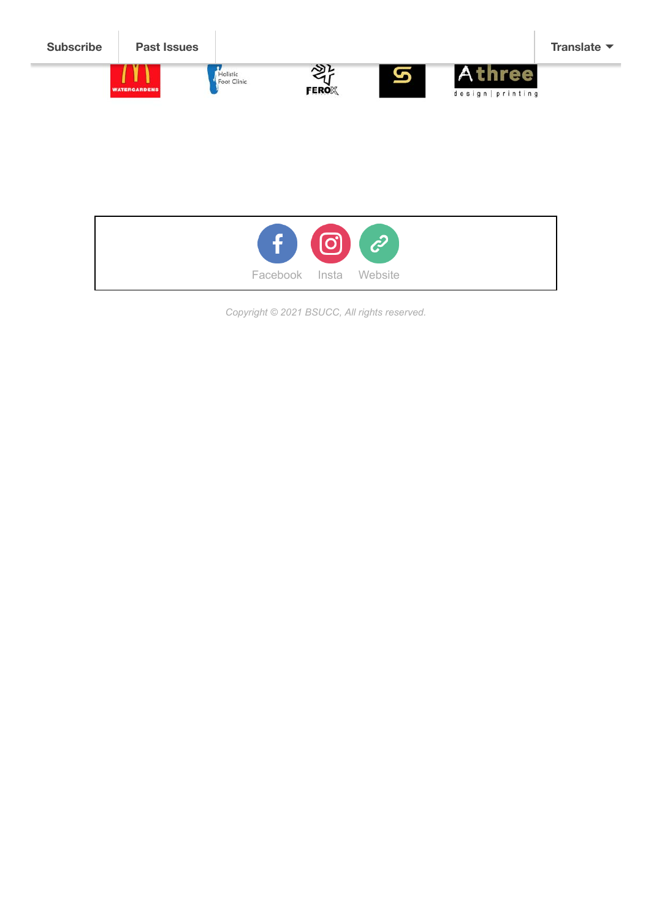Subscribe | Past Issues | Translate

Facebook Insta Website

*Copyright © 2021 BSUCC, All rights reserved.*